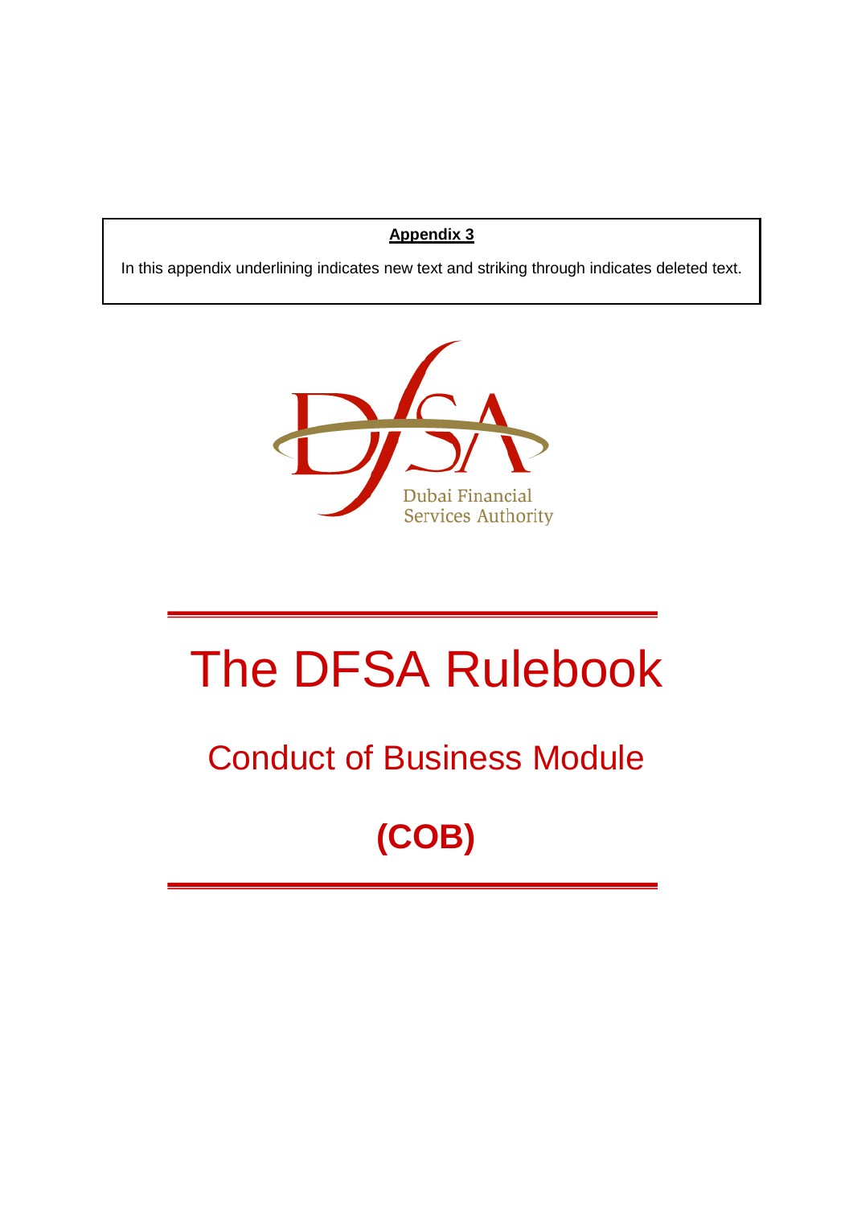**Appendix 3**

In this appendix underlining indicates new text and striking through indicates deleted text.

Dubai Financial Services Authority

# The DFSA Rulebook

## Conduct of Business Module

## (COB)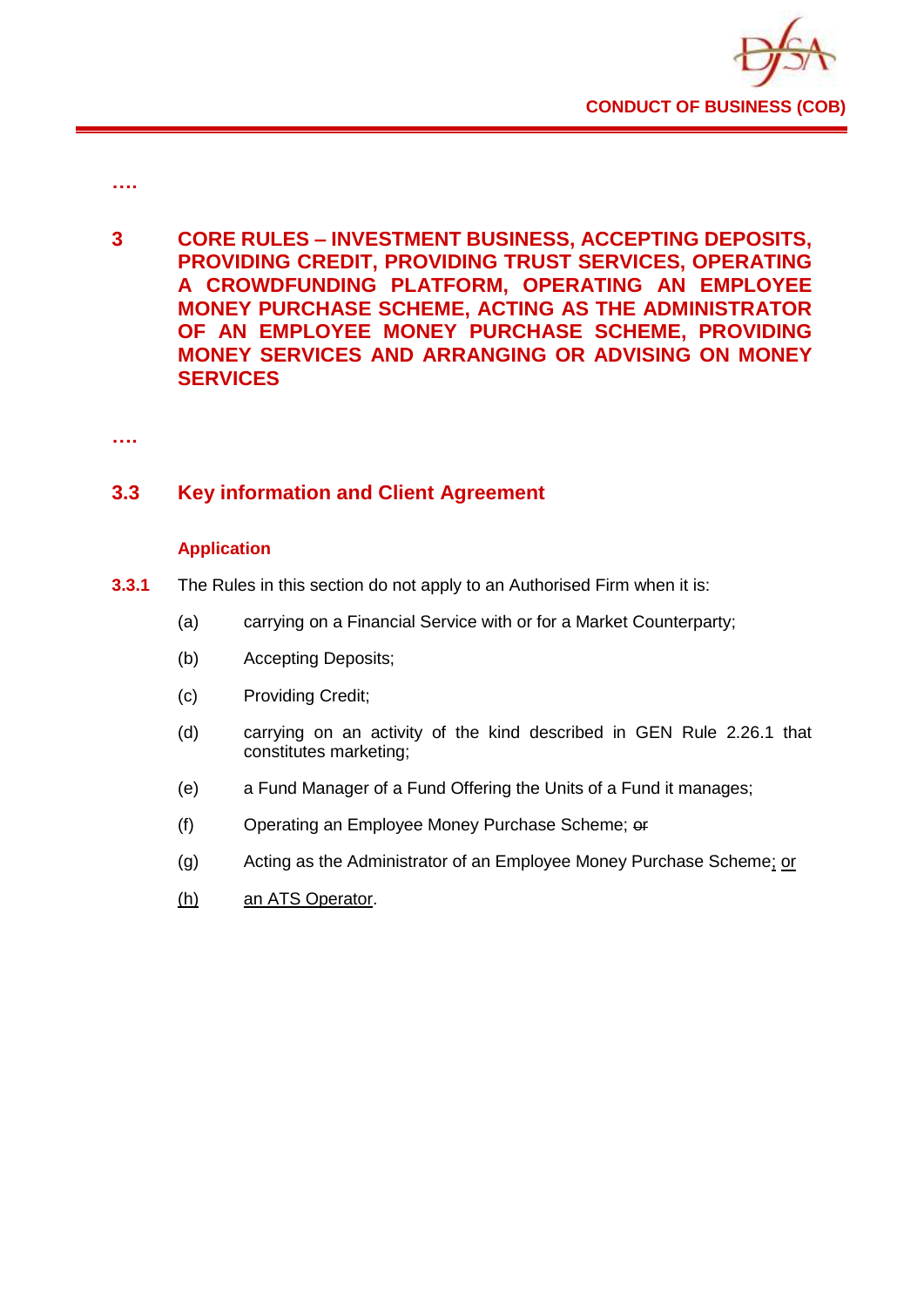….

## 3 CORE RULES – INVESTMENT BUSINESS, ACCEPTING DEPOSITS, PROVIDING CREDIT, PROVIDING TRUST SERVICES, OPERATING A CROWDFUNDING PLATFORM, OPERATING AN EMPLOYEE MONEY PURCHASE SCHEME, ACTING AS THE ADMINISTRATOR OF AN EMPLOYEE MONEY PURCHASE SCHEME, PROVIDING MONEY SERVICES AND ARRANGING OR ADVISING ON MONEY SERVICES

….

### 3.3 Key information and Client Agreement

#### Application

**3.3.1** The Rules in this section do not apply to an Authorised Firm when it is:

(a) carrying on a Financial Service with or for a Market Counterparty;

(b) Accepting Deposits;

(c) Providing Credit;

(d) carrying on an activity of the kind described in GEN Rule 2.26.1 that constitutes marketing;

(e) a Fund Manager of a Fund Offering the Units of a Fund it manages;

(f) Operating an Employee Money Purchase Scheme; ~~or~~

(g) Acting as the Administrator of an Employee Money Purchase Scheme; or

(h) an ATS Operator.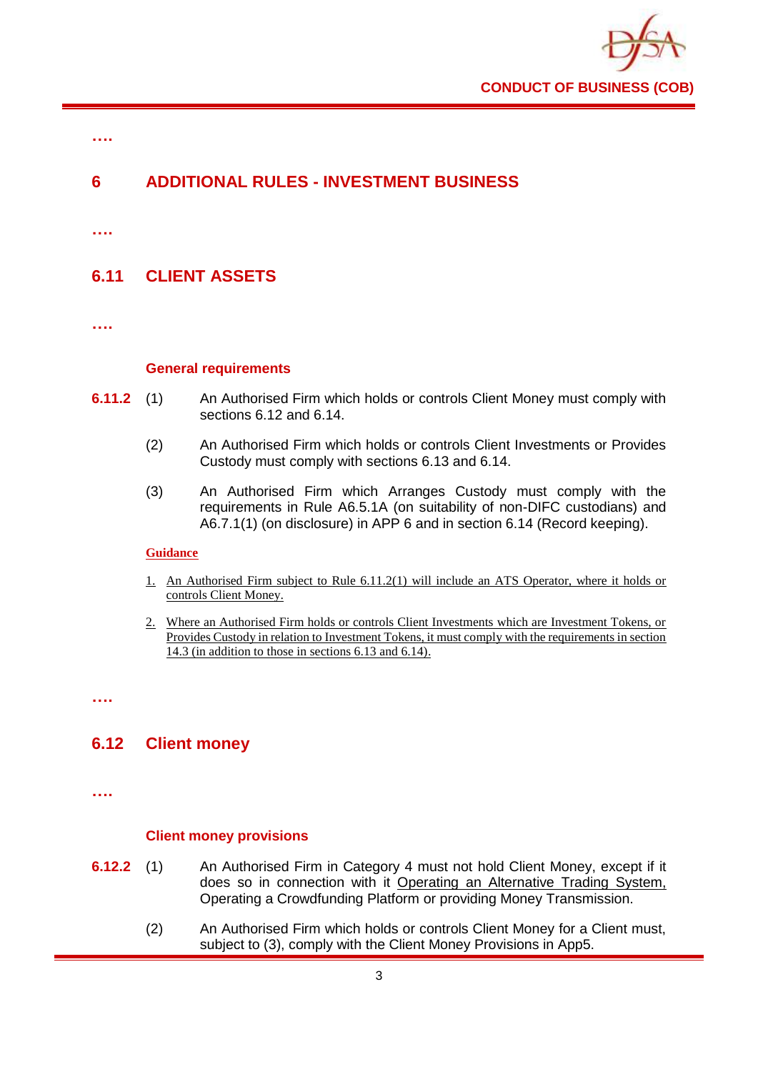….

# 6 ADDITIONAL RULES - INVESTMENT BUSINESS

….

## 6.11 CLIENT ASSETS

….

### General requirements

**6.11.2** (1) An Authorised Firm which holds or controls Client Money must comply with sections 6.12 and 6.14.

(2) An Authorised Firm which holds or controls Client Investments or Provides Custody must comply with sections 6.13 and 6.14.

(3) An Authorised Firm which Arranges Custody must comply with the requirements in Rule A6.5.1A (on suitability of non-DIFC custodians) and A6.7.1(1) (on disclosure) in APP 6 and in section 6.14 (Record keeping).

**Guidance**

1. An Authorised Firm subject to Rule 6.11.2(1) will include an ATS Operator, where it holds or controls Client Money.
2. Where an Authorised Firm holds or controls Client Investments which are Investment Tokens, or Provides Custody in relation to Investment Tokens, it must comply with the requirements in section 14.3 (in addition to those in sections 6.13 and 6.14).

….

## 6.12 Client money

….

### Client money provisions

**6.12.2** (1) An Authorised Firm in Category 4 must not hold Client Money, except if it does so in connection with it Operating an Alternative Trading System, Operating a Crowdfunding Platform or providing Money Transmission.

(2) An Authorised Firm which holds or controls Client Money for a Client must, subject to (3), comply with the Client Money Provisions in App5.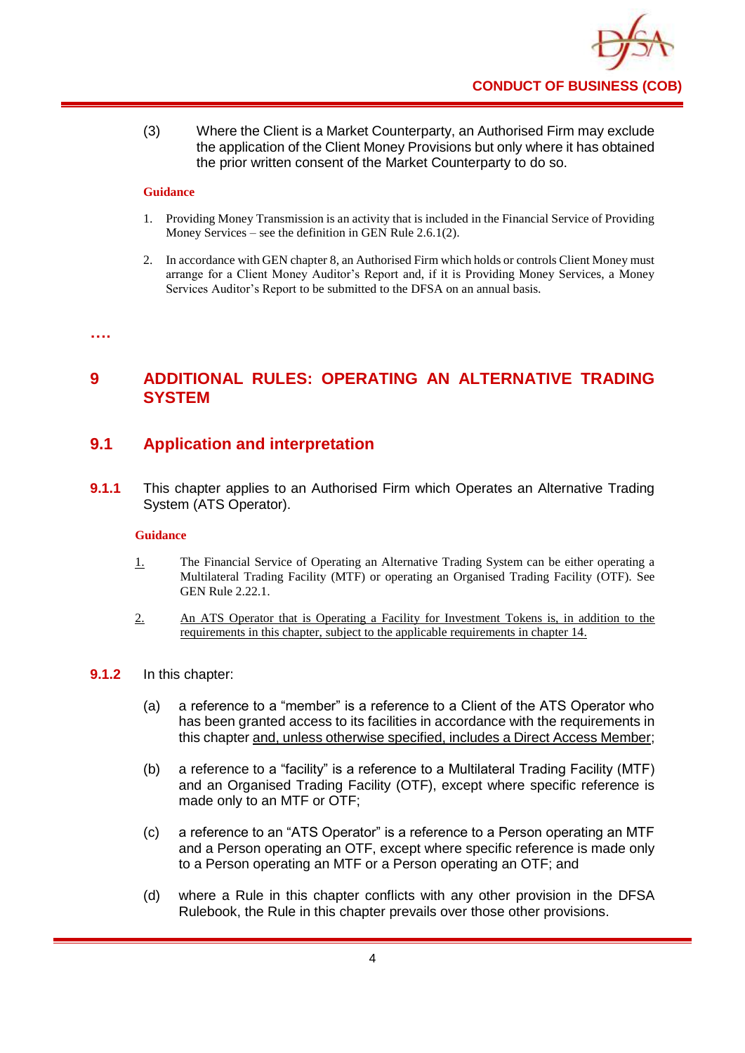(3) Where the Client is a Market Counterparty, an Authorised Firm may exclude the application of the Client Money Provisions but only where it has obtained the prior written consent of the Market Counterparty to do so.

**Guidance**

1. Providing Money Transmission is an activity that is included in the Financial Service of Providing Money Services – see the definition in GEN Rule 2.6.1(2).
2. In accordance with GEN chapter 8, an Authorised Firm which holds or controls Client Money must arrange for a Client Money Auditor's Report and, if it is Providing Money Services, a Money Services Auditor's Report to be submitted to the DFSA on an annual basis.

….

# 9 ADDITIONAL RULES: OPERATING AN ALTERNATIVE TRADING SYSTEM

## 9.1 Application and interpretation

**9.1.1** This chapter applies to an Authorised Firm which Operates an Alternative Trading System (ATS Operator).

**Guidance**

1. The Financial Service of Operating an Alternative Trading System can be either operating a Multilateral Trading Facility (MTF) or operating an Organised Trading Facility (OTF). See GEN Rule 2.22.1.
2. An ATS Operator that is Operating a Facility for Investment Tokens is, in addition to the requirements in this chapter, subject to the applicable requirements in chapter 14.

**9.1.2** In this chapter:

(a) a reference to a "member" is a reference to a Client of the ATS Operator who has been granted access to its facilities in accordance with the requirements in this chapter and, unless otherwise specified, includes a Direct Access Member;

(b) a reference to a "facility" is a reference to a Multilateral Trading Facility (MTF) and an Organised Trading Facility (OTF), except where specific reference is made only to an MTF or OTF;

(c) a reference to an "ATS Operator" is a reference to a Person operating an MTF and a Person operating an OTF, except where specific reference is made only to a Person operating an MTF or a Person operating an OTF; and

(d) where a Rule in this chapter conflicts with any other provision in the DFSA Rulebook, the Rule in this chapter prevails over those other provisions.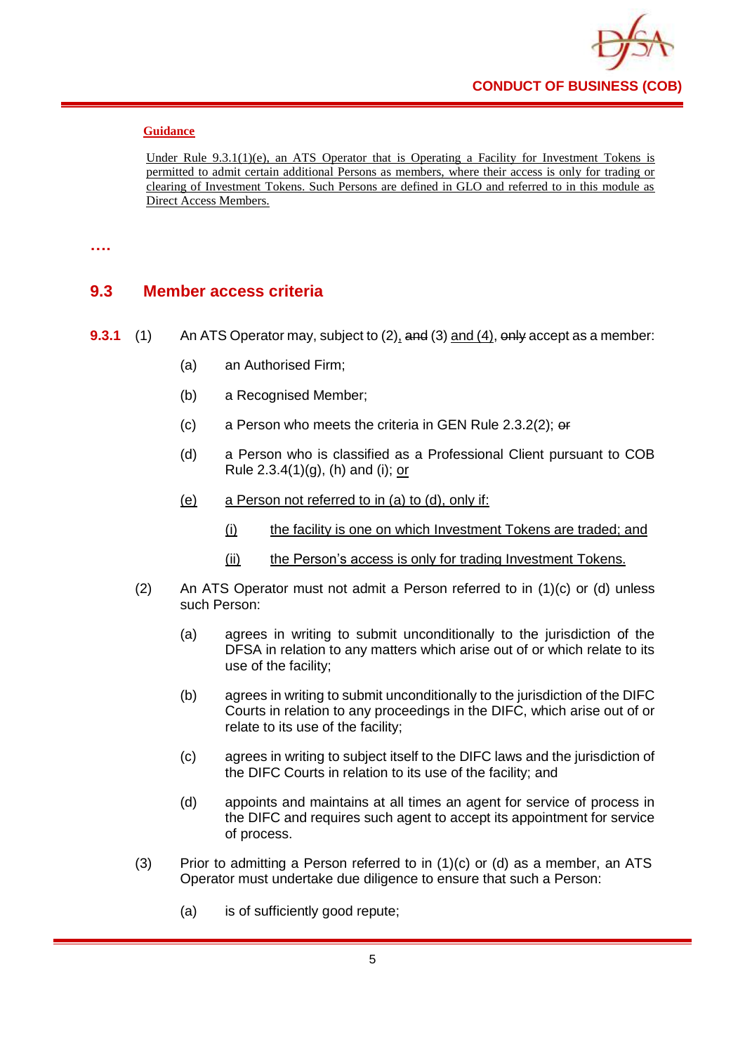**Guidance**

Under Rule 9.3.1(1)(e), an ATS Operator that is Operating a Facility for Investment Tokens is permitted to admit certain additional Persons as members, where their access is only for trading or clearing of Investment Tokens. Such Persons are defined in GLO and referred to in this module as Direct Access Members.

….

## 9.3 Member access criteria

**9.3.1** (1) An ATS Operator may, subject to (2), ~~and~~ (3) and (4), ~~only~~ accept as a member:

(a) an Authorised Firm;

(b) a Recognised Member;

(c) a Person who meets the criteria in GEN Rule 2.3.2(2); ~~or~~

(d) a Person who is classified as a Professional Client pursuant to COB Rule 2.3.4(1)(g), (h) and (i); or

(e) a Person not referred to in (a) to (d), only if:

(i) the facility is one on which Investment Tokens are traded; and

(ii) the Person's access is only for trading Investment Tokens.

(2) An ATS Operator must not admit a Person referred to in (1)(c) or (d) unless such Person:

(a) agrees in writing to submit unconditionally to the jurisdiction of the DFSA in relation to any matters which arise out of or which relate to its use of the facility;

(b) agrees in writing to submit unconditionally to the jurisdiction of the DIFC Courts in relation to any proceedings in the DIFC, which arise out of or relate to its use of the facility;

(c) agrees in writing to subject itself to the DIFC laws and the jurisdiction of the DIFC Courts in relation to its use of the facility; and

(d) appoints and maintains at all times an agent for service of process in the DIFC and requires such agent to accept its appointment for service of process.

(3) Prior to admitting a Person referred to in (1)(c) or (d) as a member, an ATS Operator must undertake due diligence to ensure that such a Person:

(a) is of sufficiently good repute;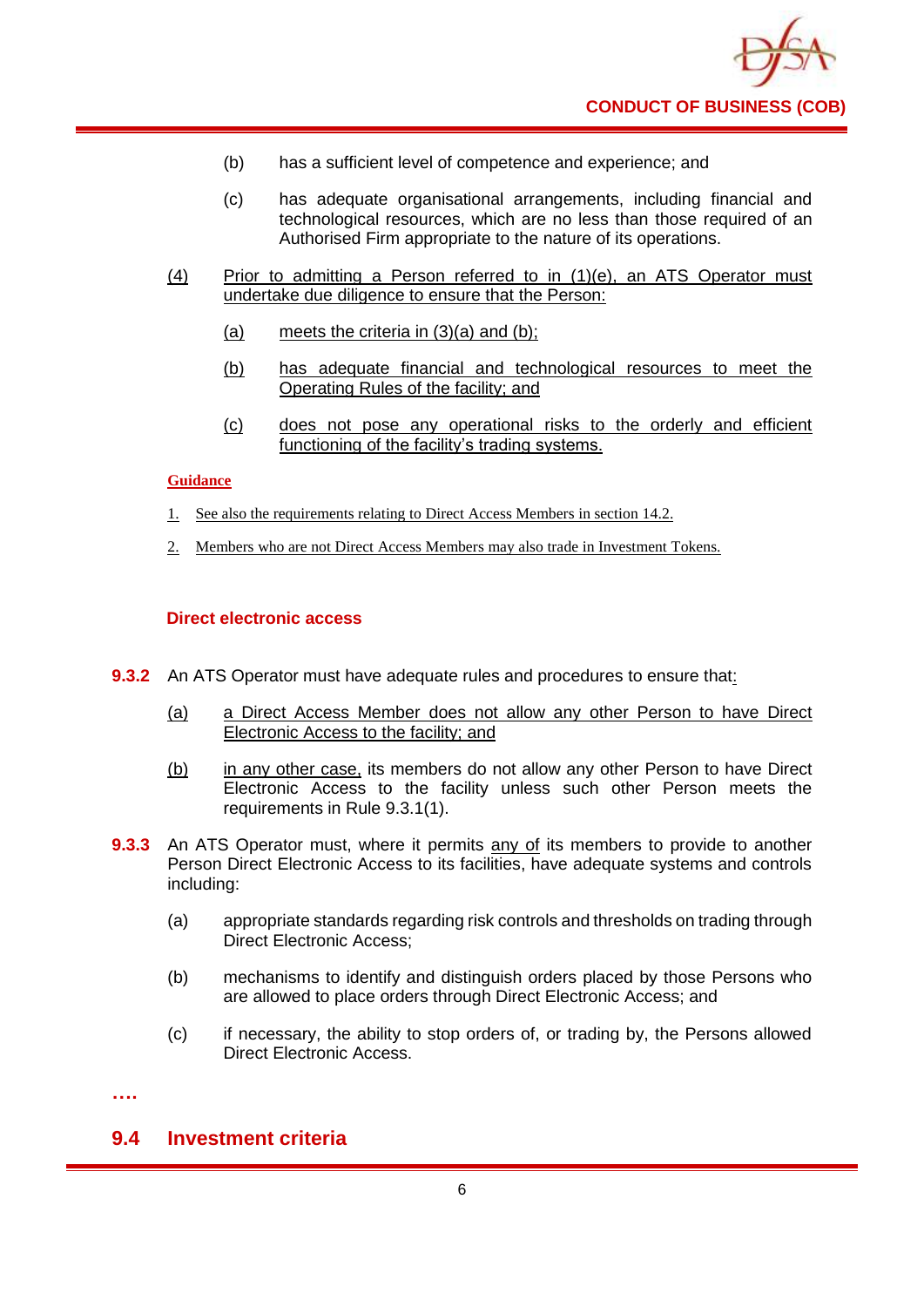(b) has a sufficient level of competence and experience; and

(c) has adequate organisational arrangements, including financial and technological resources, which are no less than those required of an Authorised Firm appropriate to the nature of its operations.

(4) Prior to admitting a Person referred to in (1)(e), an ATS Operator must undertake due diligence to ensure that the Person:

(a) meets the criteria in (3)(a) and (b);

(b) has adequate financial and technological resources to meet the Operating Rules of the facility; and

(c) does not pose any operational risks to the orderly and efficient functioning of the facility's trading systems.

**Guidance**

1. See also the requirements relating to Direct Access Members in section 14.2.

2. Members who are not Direct Access Members may also trade in Investment Tokens.

### Direct electronic access

**9.3.2** An ATS Operator must have adequate rules and procedures to ensure that:

(a) a Direct Access Member does not allow any other Person to have Direct Electronic Access to the facility; and

(b) in any other case, its members do not allow any other Person to have Direct Electronic Access to the facility unless such other Person meets the requirements in Rule 9.3.1(1).

**9.3.3** An ATS Operator must, where it permits any of its members to provide to another Person Direct Electronic Access to its facilities, have adequate systems and controls including:

(a) appropriate standards regarding risk controls and thresholds on trading through Direct Electronic Access;

(b) mechanisms to identify and distinguish orders placed by those Persons who are allowed to place orders through Direct Electronic Access; and

(c) if necessary, the ability to stop orders of, or trading by, the Persons allowed Direct Electronic Access.

….

## 9.4 Investment criteria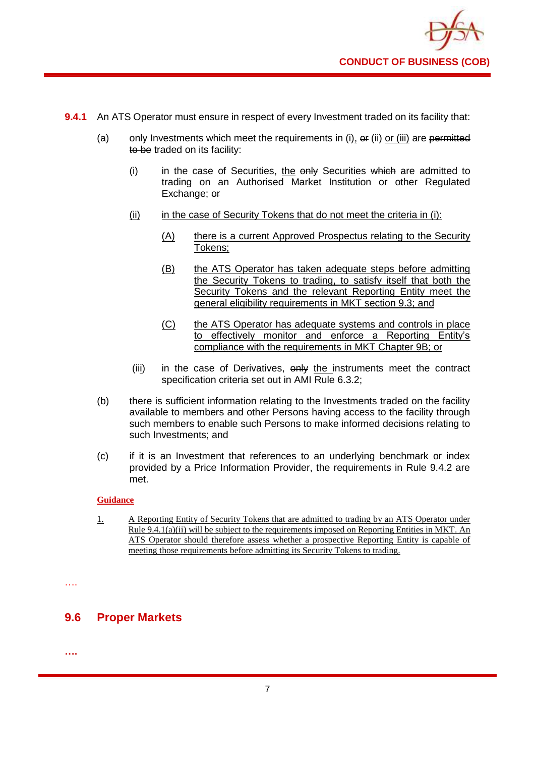**9.4.1** An ATS Operator must ensure in respect of every Investment traded on its facility that:

(a) only Investments which meet the requirements in (i), ~~or~~ (ii) <u>or (iii)</u> are ~~permitted to be~~ traded on its facility:

  (i) in the case of Securities, <u>the</u> ~~only~~ Securities ~~which~~ are admitted to trading on an Authorised Market Institution or other Regulated Exchange; ~~or~~

  <u>(ii) in the case of Security Tokens that do not meet the criteria in (i):</u>

    <u>(A) there is a current Approved Prospectus relating to the Security Tokens;</u>

    <u>(B) the ATS Operator has taken adequate steps before admitting the Security Tokens to trading, to satisfy itself that both the Security Tokens and the relevant Reporting Entity meet the general eligibility requirements in MKT section 9.3; and</u>

    <u>(C) the ATS Operator has adequate systems and controls in place to effectively monitor and enforce a Reporting Entity's compliance with the requirements in MKT Chapter 9B; or</u>

  (iii) in the case of Derivatives, ~~only~~ <u>the</u> instruments meet the contract specification criteria set out in AMI Rule 6.3.2;

(b) there is sufficient information relating to the Investments traded on the facility available to members and other Persons having access to the facility through such members to enable such Persons to make informed decisions relating to such Investments; and

(c) if it is an Investment that references to an underlying benchmark or index provided by a Price Information Provider, the requirements in Rule 9.4.2 are met.

**<u>Guidance</u>**

<u>1. A Reporting Entity of Security Tokens that are admitted to trading by an ATS Operator under Rule 9.4.1(a)(ii) will be subject to the requirements imposed on Reporting Entities in MKT. An ATS Operator should therefore assess whether a prospective Reporting Entity is capable of meeting those requirements before admitting its Security Tokens to trading.</u>

….

## 9.6 Proper Markets

….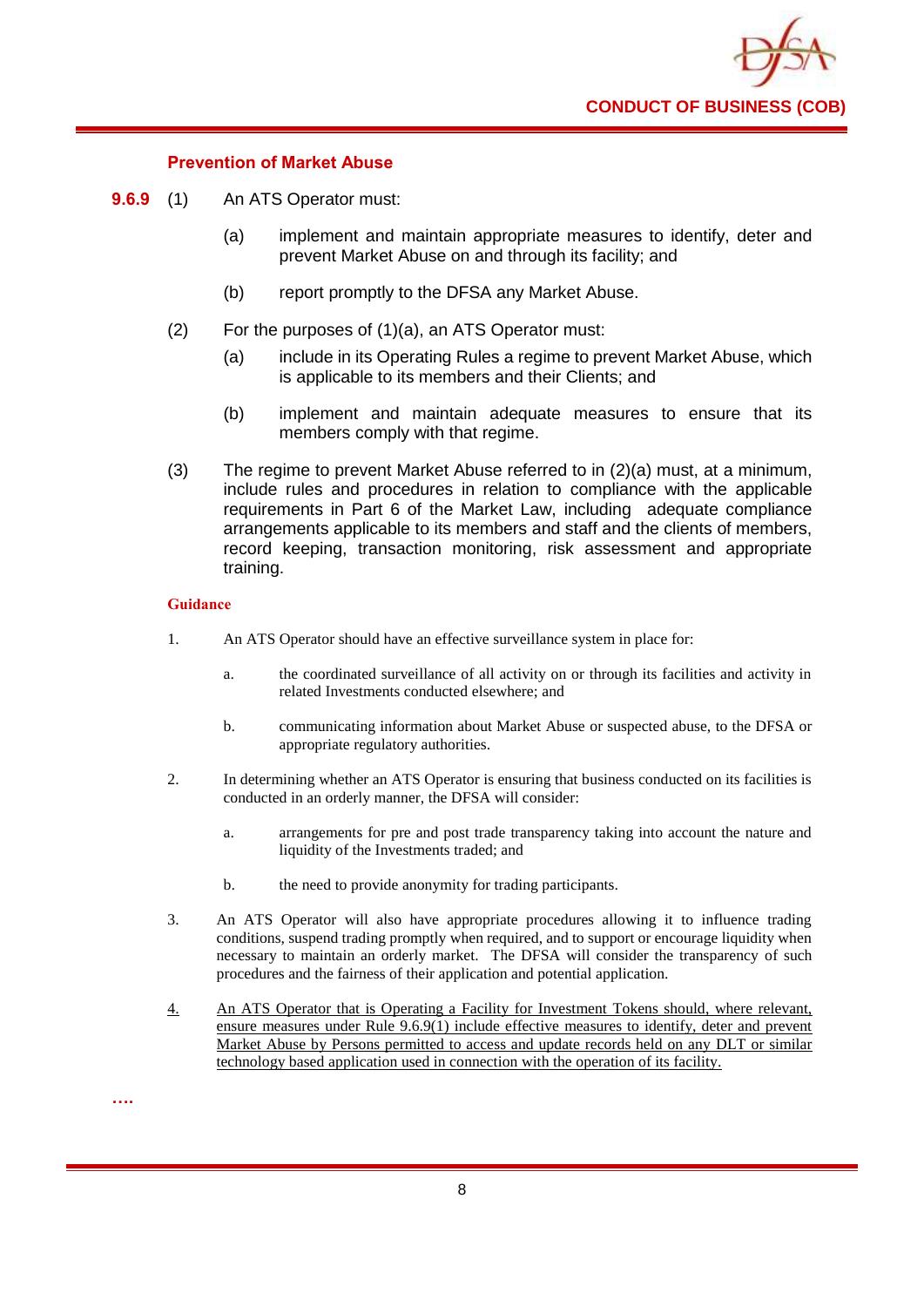### Prevention of Market Abuse

**9.6.9** (1) An ATS Operator must:

(a) implement and maintain appropriate measures to identify, deter and prevent Market Abuse on and through its facility; and

(b) report promptly to the DFSA any Market Abuse.

(2) For the purposes of (1)(a), an ATS Operator must:

(a) include in its Operating Rules a regime to prevent Market Abuse, which is applicable to its members and their Clients; and

(b) implement and maintain adequate measures to ensure that its members comply with that regime.

(3) The regime to prevent Market Abuse referred to in (2)(a) must, at a minimum, include rules and procedures in relation to compliance with the applicable requirements in Part 6 of the Market Law, including adequate compliance arrangements applicable to its members and staff and the clients of members, record keeping, transaction monitoring, risk assessment and appropriate training.

**Guidance**

1. An ATS Operator should have an effective surveillance system in place for:

   a. the coordinated surveillance of all activity on or through its facilities and activity in related Investments conducted elsewhere; and

   b. communicating information about Market Abuse or suspected abuse, to the DFSA or appropriate regulatory authorities.

2. In determining whether an ATS Operator is ensuring that business conducted on its facilities is conducted in an orderly manner, the DFSA will consider:

   a. arrangements for pre and post trade transparency taking into account the nature and liquidity of the Investments traded; and

   b. the need to provide anonymity for trading participants.

3. An ATS Operator will also have appropriate procedures allowing it to influence trading conditions, suspend trading promptly when required, and to support or encourage liquidity when necessary to maintain an orderly market. The DFSA will consider the transparency of such procedures and the fairness of their application and potential application.

4. <u>An ATS Operator that is Operating a Facility for Investment Tokens should, where relevant, ensure measures under Rule 9.6.9(1) include effective measures to identify, deter and prevent Market Abuse by Persons permitted to access and update records held on any DLT or similar technology based application used in connection with the operation of its facility.</u>

….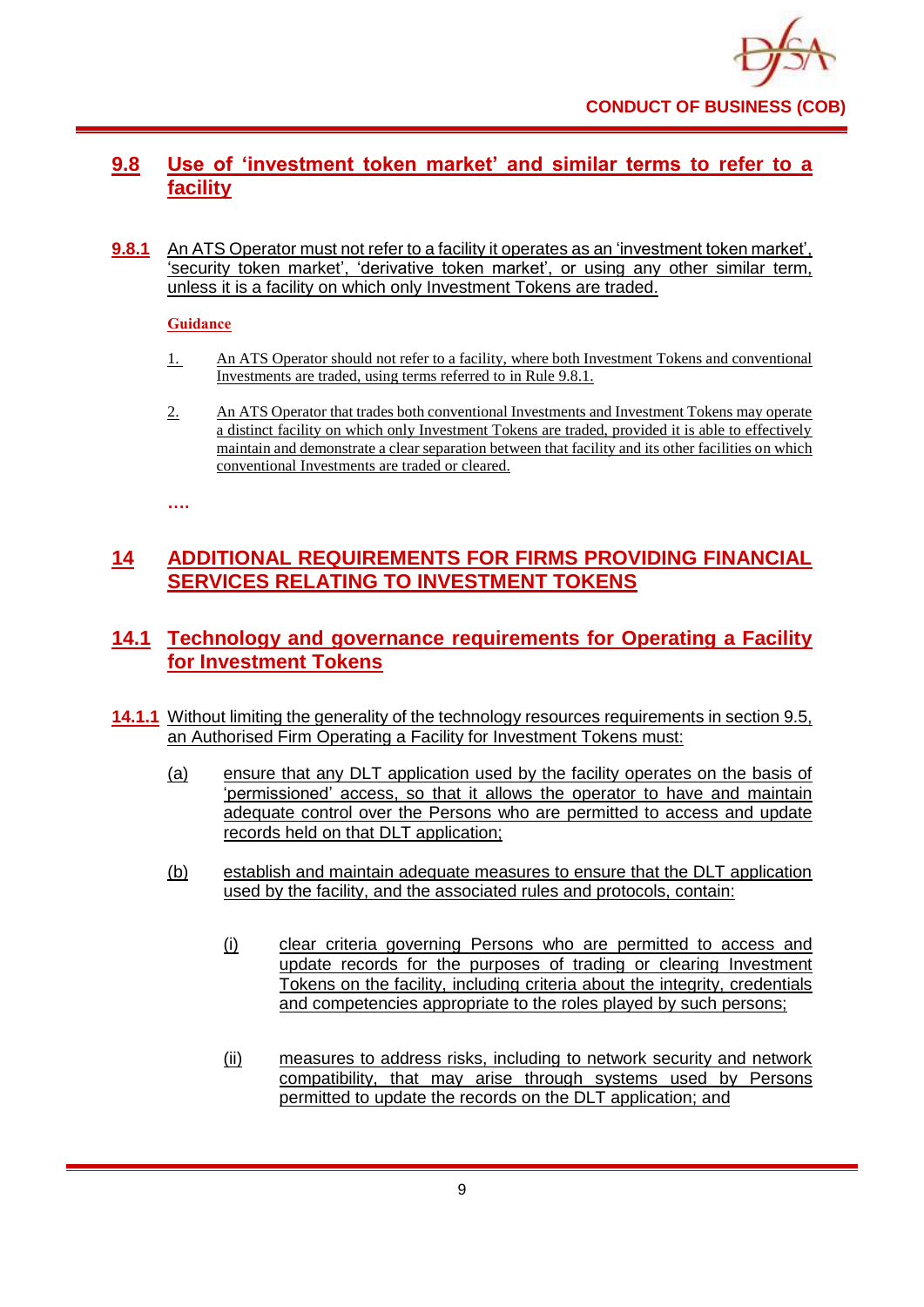## 9.8 Use of 'investment token market' and similar terms to refer to a facility

**9.8.1** An ATS Operator must not refer to a facility it operates as an 'investment token market', 'security token market', 'derivative token market', or using any other similar term, unless it is a facility on which only Investment Tokens are traded.

**Guidance**

1. An ATS Operator should not refer to a facility, where both Investment Tokens and conventional Investments are traded, using terms referred to in Rule 9.8.1.

2. An ATS Operator that trades both conventional Investments and Investment Tokens may operate a distinct facility on which only Investment Tokens are traded, provided it is able to effectively maintain and demonstrate a clear separation between that facility and its other facilities on which conventional Investments are traded or cleared.

….

# 14 ADDITIONAL REQUIREMENTS FOR FIRMS PROVIDING FINANCIAL SERVICES RELATING TO INVESTMENT TOKENS

## 14.1 Technology and governance requirements for Operating a Facility for Investment Tokens

**14.1.1** Without limiting the generality of the technology resources requirements in section 9.5, an Authorised Firm Operating a Facility for Investment Tokens must:

(a) ensure that any DLT application used by the facility operates on the basis of 'permissioned' access, so that it allows the operator to have and maintain adequate control over the Persons who are permitted to access and update records held on that DLT application;

(b) establish and maintain adequate measures to ensure that the DLT application used by the facility, and the associated rules and protocols, contain:

(i) clear criteria governing Persons who are permitted to access and update records for the purposes of trading or clearing Investment Tokens on the facility, including criteria about the integrity, credentials and competencies appropriate to the roles played by such persons;

(ii) measures to address risks, including to network security and network compatibility, that may arise through systems used by Persons permitted to update the records on the DLT application; and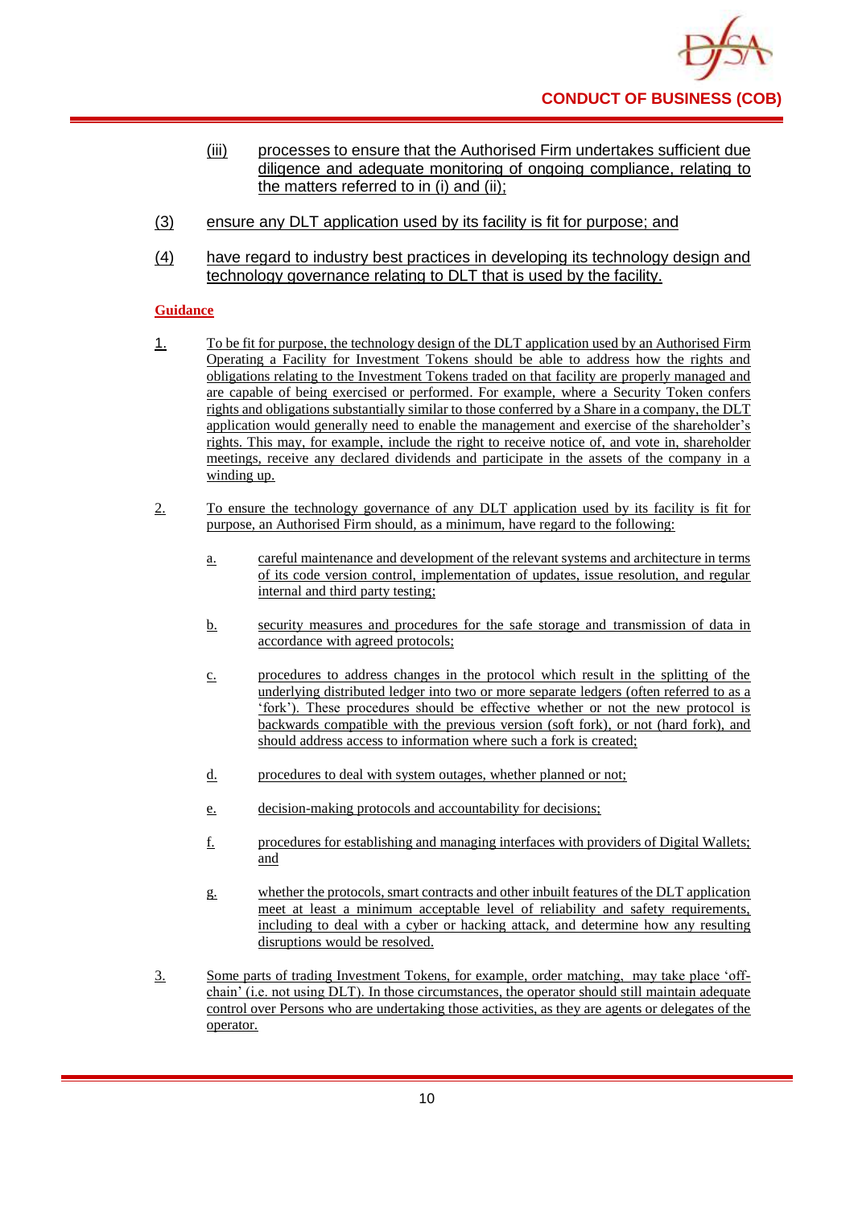(iii) processes to ensure that the Authorised Firm undertakes sufficient due diligence and adequate monitoring of ongoing compliance, relating to the matters referred to in (i) and (ii);

(3) ensure any DLT application used by its facility is fit for purpose; and

(4) have regard to industry best practices in developing its technology design and technology governance relating to DLT that is used by the facility.

**Guidance**

1. To be fit for purpose, the technology design of the DLT application used by an Authorised Firm Operating a Facility for Investment Tokens should be able to address how the rights and obligations relating to the Investment Tokens traded on that facility are properly managed and are capable of being exercised or performed. For example, where a Security Token confers rights and obligations substantially similar to those conferred by a Share in a company, the DLT application would generally need to enable the management and exercise of the shareholder's rights. This may, for example, include the right to receive notice of, and vote in, shareholder meetings, receive any declared dividends and participate in the assets of the company in a winding up.

2. To ensure the technology governance of any DLT application used by its facility is fit for purpose, an Authorised Firm should, as a minimum, have regard to the following:

   a. careful maintenance and development of the relevant systems and architecture in terms of its code version control, implementation of updates, issue resolution, and regular internal and third party testing;

   b. security measures and procedures for the safe storage and transmission of data in accordance with agreed protocols;

   c. procedures to address changes in the protocol which result in the splitting of the underlying distributed ledger into two or more separate ledgers (often referred to as a 'fork'). These procedures should be effective whether or not the new protocol is backwards compatible with the previous version (soft fork), or not (hard fork), and should address access to information where such a fork is created;

   d. procedures to deal with system outages, whether planned or not;

   e. decision-making protocols and accountability for decisions;

   f. procedures for establishing and managing interfaces with providers of Digital Wallets; and

   g. whether the protocols, smart contracts and other inbuilt features of the DLT application meet at least a minimum acceptable level of reliability and safety requirements, including to deal with a cyber or hacking attack, and determine how any resulting disruptions would be resolved.

3. Some parts of trading Investment Tokens, for example, order matching, may take place 'off-chain' (i.e. not using DLT). In those circumstances, the operator should still maintain adequate control over Persons who are undertaking those activities, as they are agents or delegates of the operator.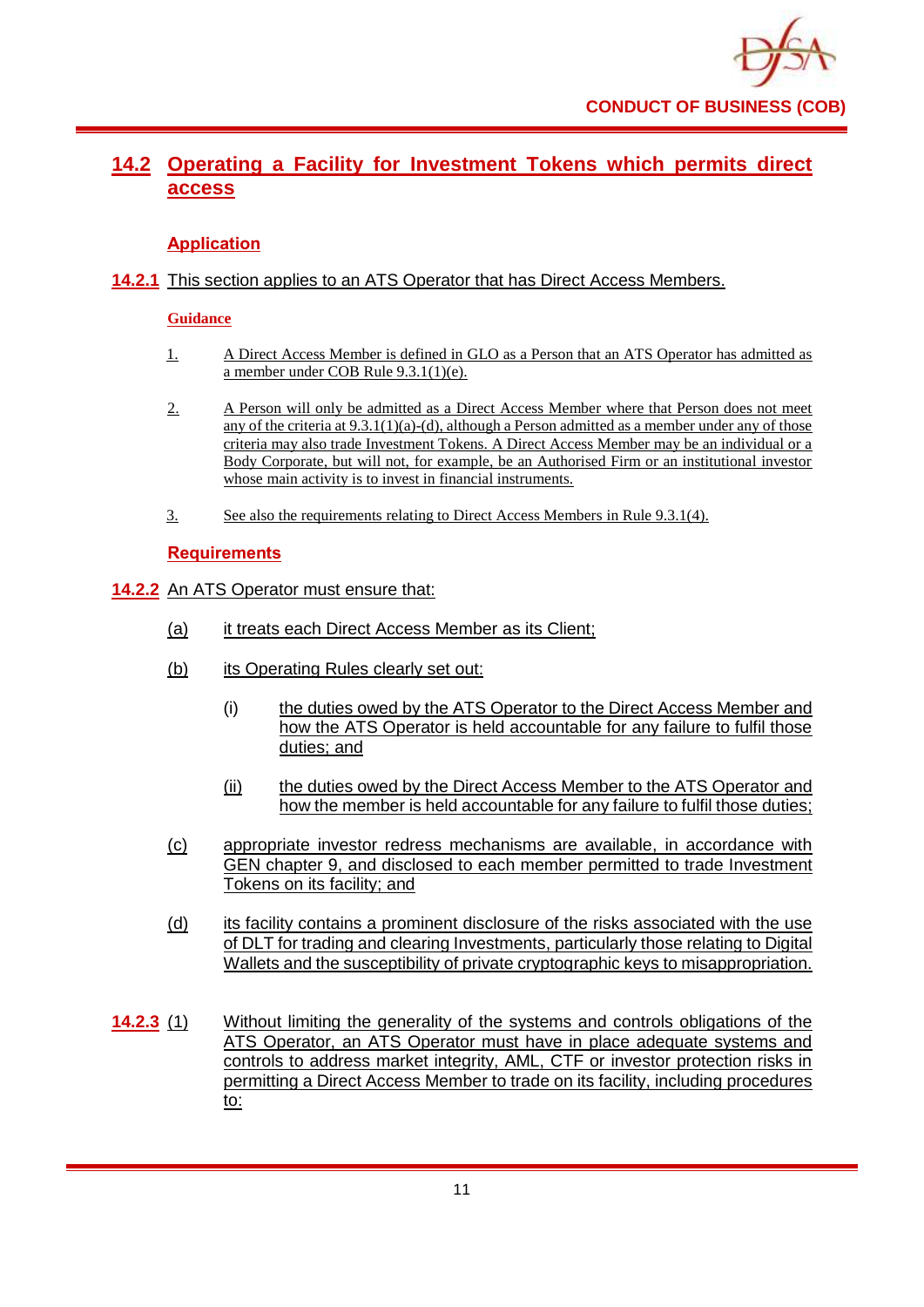## 14.2 Operating a Facility for Investment Tokens which permits direct access

### Application

**14.2.1** This section applies to an ATS Operator that has Direct Access Members.

**Guidance**

1. A Direct Access Member is defined in GLO as a Person that an ATS Operator has admitted as a member under COB Rule 9.3.1(1)(e).

2. A Person will only be admitted as a Direct Access Member where that Person does not meet any of the criteria at 9.3.1(1)(a)-(d), although a Person admitted as a member under any of those criteria may also trade Investment Tokens. A Direct Access Member may be an individual or a Body Corporate, but will not, for example, be an Authorised Firm or an institutional investor whose main activity is to invest in financial instruments.

3. See also the requirements relating to Direct Access Members in Rule 9.3.1(4).

### Requirements

**14.2.2** An ATS Operator must ensure that:

(a) it treats each Direct Access Member as its Client;

(b) its Operating Rules clearly set out:

  (i) the duties owed by the ATS Operator to the Direct Access Member and how the ATS Operator is held accountable for any failure to fulfil those duties; and

  (ii) the duties owed by the Direct Access Member to the ATS Operator and how the member is held accountable for any failure to fulfil those duties;

(c) appropriate investor redress mechanisms are available, in accordance with GEN chapter 9, and disclosed to each member permitted to trade Investment Tokens on its facility; and

(d) its facility contains a prominent disclosure of the risks associated with the use of DLT for trading and clearing Investments, particularly those relating to Digital Wallets and the susceptibility of private cryptographic keys to misappropriation.

**14.2.3** (1) Without limiting the generality of the systems and controls obligations of the ATS Operator, an ATS Operator must have in place adequate systems and controls to address market integrity, AML, CTF or investor protection risks in permitting a Direct Access Member to trade on its facility, including procedures to: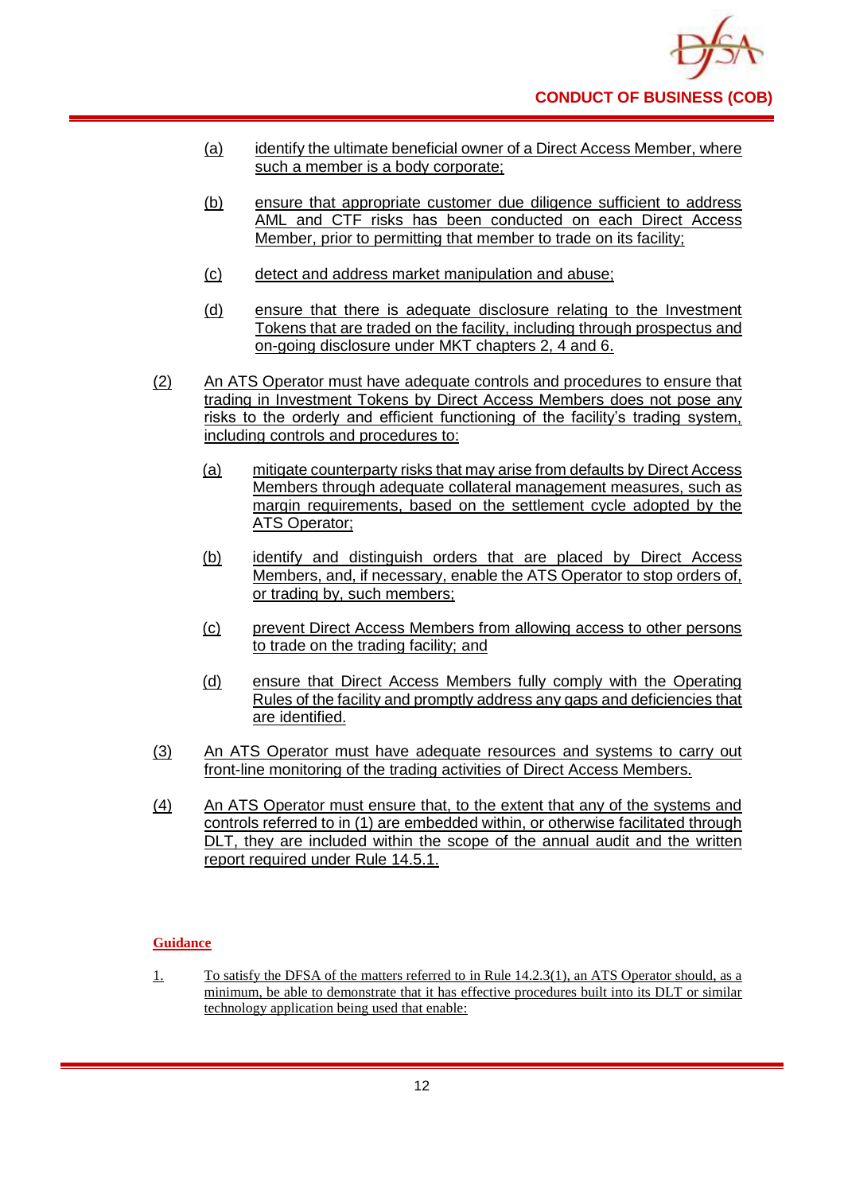(a) identify the ultimate beneficial owner of a Direct Access Member, where such a member is a body corporate;

(b) ensure that appropriate customer due diligence sufficient to address AML and CTF risks has been conducted on each Direct Access Member, prior to permitting that member to trade on its facility;

(c) detect and address market manipulation and abuse;

(d) ensure that there is adequate disclosure relating to the Investment Tokens that are traded on the facility, including through prospectus and on-going disclosure under MKT chapters 2, 4 and 6.

(2) An ATS Operator must have adequate controls and procedures to ensure that trading in Investment Tokens by Direct Access Members does not pose any risks to the orderly and efficient functioning of the facility's trading system, including controls and procedures to:

(a) mitigate counterparty risks that may arise from defaults by Direct Access Members through adequate collateral management measures, such as margin requirements, based on the settlement cycle adopted by the ATS Operator;

(b) identify and distinguish orders that are placed by Direct Access Members, and, if necessary, enable the ATS Operator to stop orders of, or trading by, such members;

(c) prevent Direct Access Members from allowing access to other persons to trade on the trading facility; and

(d) ensure that Direct Access Members fully comply with the Operating Rules of the facility and promptly address any gaps and deficiencies that are identified.

(3) An ATS Operator must have adequate resources and systems to carry out front-line monitoring of the trading activities of Direct Access Members.

(4) An ATS Operator must ensure that, to the extent that any of the systems and controls referred to in (1) are embedded within, or otherwise facilitated through DLT, they are included within the scope of the annual audit and the written report required under Rule 14.5.1.

**Guidance**

1. To satisfy the DFSA of the matters referred to in Rule 14.2.3(1), an ATS Operator should, as a minimum, be able to demonstrate that it has effective procedures built into its DLT or similar technology application being used that enable: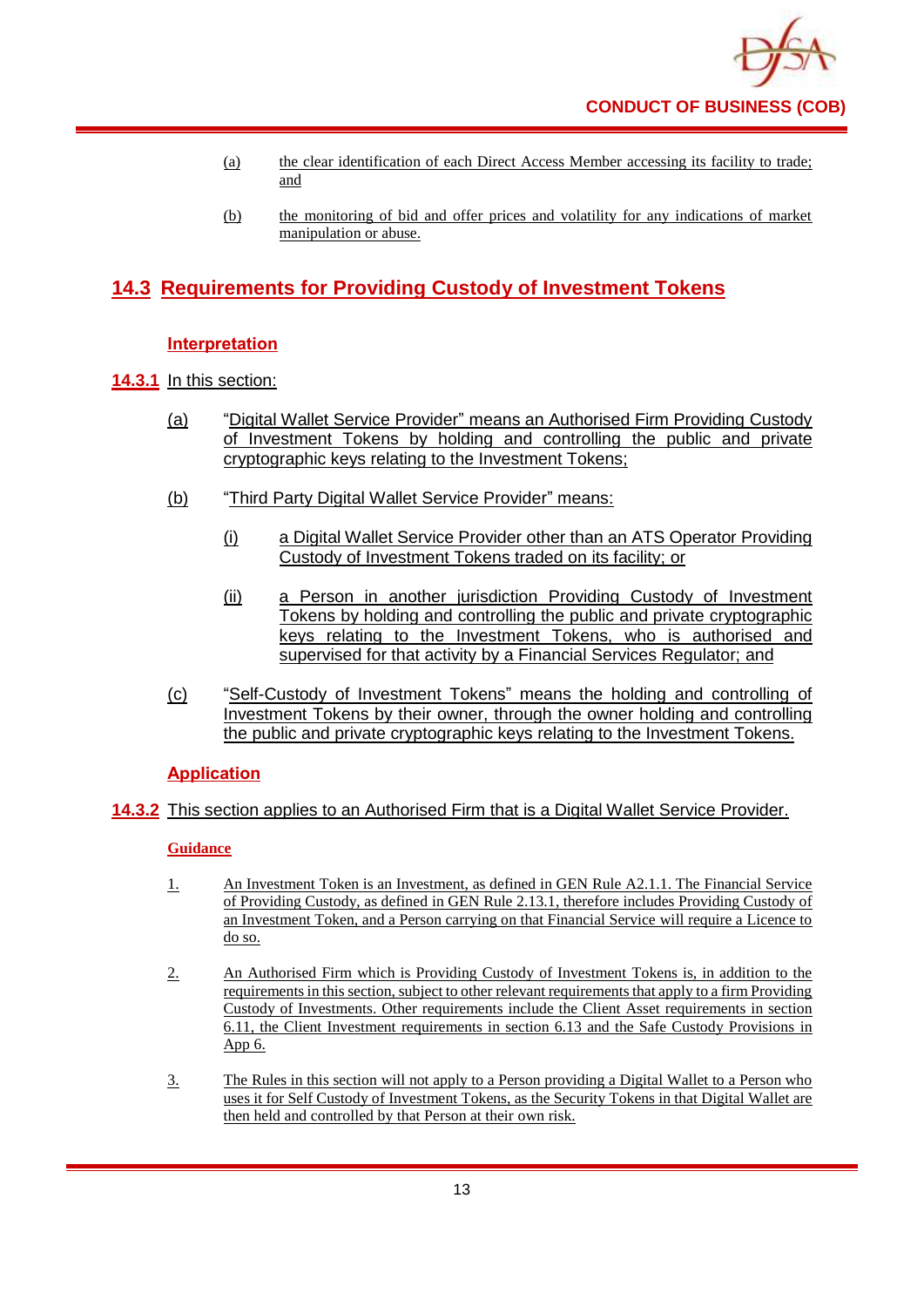(a) the clear identification of each Direct Access Member accessing its facility to trade; and

(b) the monitoring of bid and offer prices and volatility for any indications of market manipulation or abuse.

## 14.3 Requirements for Providing Custody of Investment Tokens

### Interpretation

**14.3.1** In this section:

(a) "Digital Wallet Service Provider" means an Authorised Firm Providing Custody of Investment Tokens by holding and controlling the public and private cryptographic keys relating to the Investment Tokens;

(b) "Third Party Digital Wallet Service Provider" means:

(i) a Digital Wallet Service Provider other than an ATS Operator Providing Custody of Investment Tokens traded on its facility; or

(ii) a Person in another jurisdiction Providing Custody of Investment Tokens by holding and controlling the public and private cryptographic keys relating to the Investment Tokens, who is authorised and supervised for that activity by a Financial Services Regulator; and

(c) "Self-Custody of Investment Tokens" means the holding and controlling of Investment Tokens by their owner, through the owner holding and controlling the public and private cryptographic keys relating to the Investment Tokens.

### Application

**14.3.2** This section applies to an Authorised Firm that is a Digital Wallet Service Provider.

#### Guidance

1. An Investment Token is an Investment, as defined in GEN Rule A2.1.1. The Financial Service of Providing Custody, as defined in GEN Rule 2.13.1, therefore includes Providing Custody of an Investment Token, and a Person carrying on that Financial Service will require a Licence to do so.

2. An Authorised Firm which is Providing Custody of Investment Tokens is, in addition to the requirements in this section, subject to other relevant requirements that apply to a firm Providing Custody of Investments. Other requirements include the Client Asset requirements in section 6.11, the Client Investment requirements in section 6.13 and the Safe Custody Provisions in App 6.

3. The Rules in this section will not apply to a Person providing a Digital Wallet to a Person who uses it for Self Custody of Investment Tokens, as the Security Tokens in that Digital Wallet are then held and controlled by that Person at their own risk.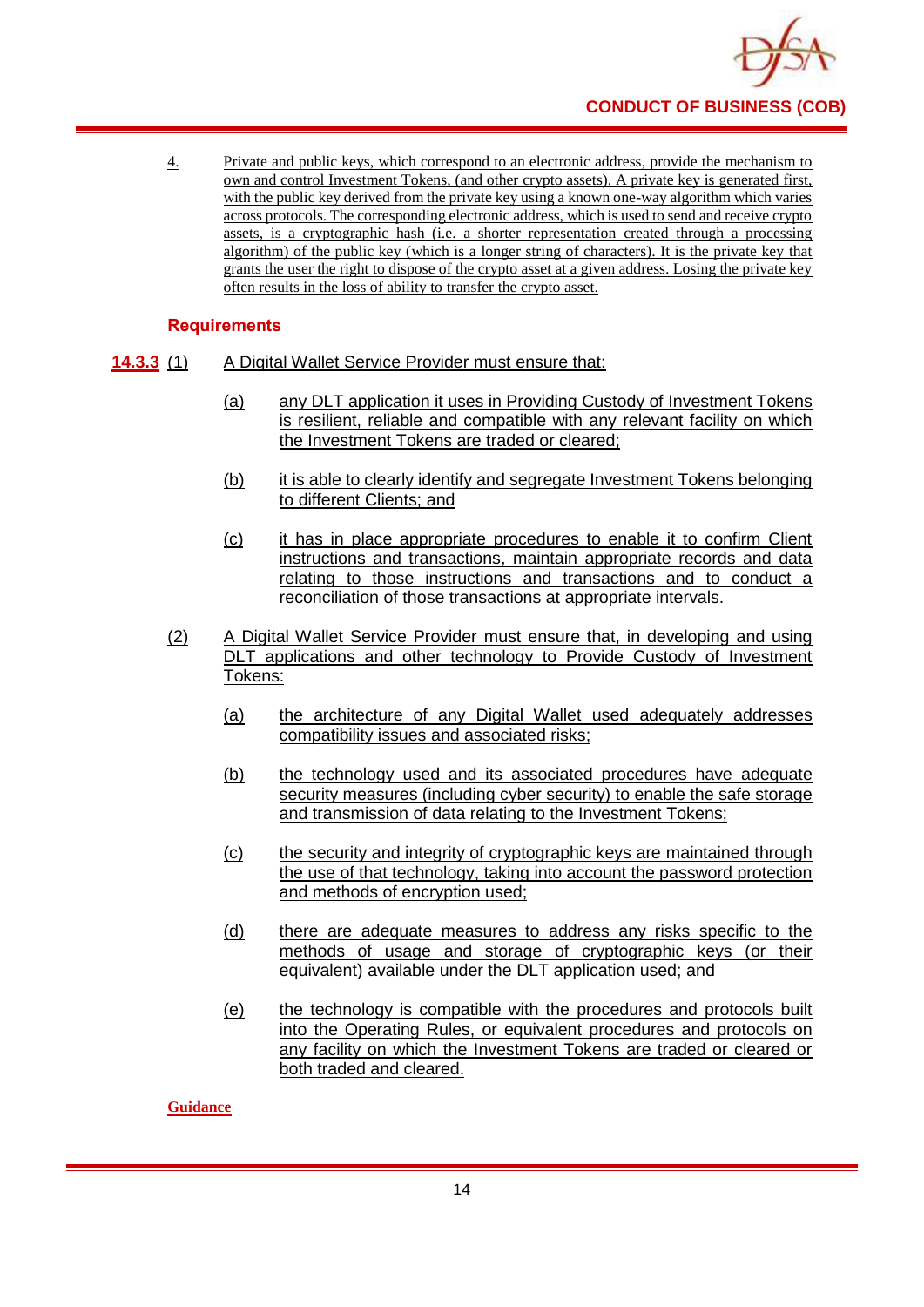4. Private and public keys, which correspond to an electronic address, provide the mechanism to own and control Investment Tokens, (and other crypto assets). A private key is generated first, with the public key derived from the private key using a known one-way algorithm which varies across protocols. The corresponding electronic address, which is used to send and receive crypto assets, is a cryptographic hash (i.e. a shorter representation created through a processing algorithm) of the public key (which is a longer string of characters). It is the private key that grants the user the right to dispose of the crypto asset at a given address. Losing the private key often results in the loss of ability to transfer the crypto asset.

### Requirements

**14.3.3** (1) A Digital Wallet Service Provider must ensure that:

(a) any DLT application it uses in Providing Custody of Investment Tokens is resilient, reliable and compatible with any relevant facility on which the Investment Tokens are traded or cleared;

(b) it is able to clearly identify and segregate Investment Tokens belonging to different Clients; and

(c) it has in place appropriate procedures to enable it to confirm Client instructions and transactions, maintain appropriate records and data relating to those instructions and transactions and to conduct a reconciliation of those transactions at appropriate intervals.

(2) A Digital Wallet Service Provider must ensure that, in developing and using DLT applications and other technology to Provide Custody of Investment Tokens:

(a) the architecture of any Digital Wallet used adequately addresses compatibility issues and associated risks;

(b) the technology used and its associated procedures have adequate security measures (including cyber security) to enable the safe storage and transmission of data relating to the Investment Tokens;

(c) the security and integrity of cryptographic keys are maintained through the use of that technology, taking into account the password protection and methods of encryption used;

(d) there are adequate measures to address any risks specific to the methods of usage and storage of cryptographic keys (or their equivalent) available under the DLT application used; and

(e) the technology is compatible with the procedures and protocols built into the Operating Rules, or equivalent procedures and protocols on any facility on which the Investment Tokens are traded or cleared or both traded and cleared.

**Guidance**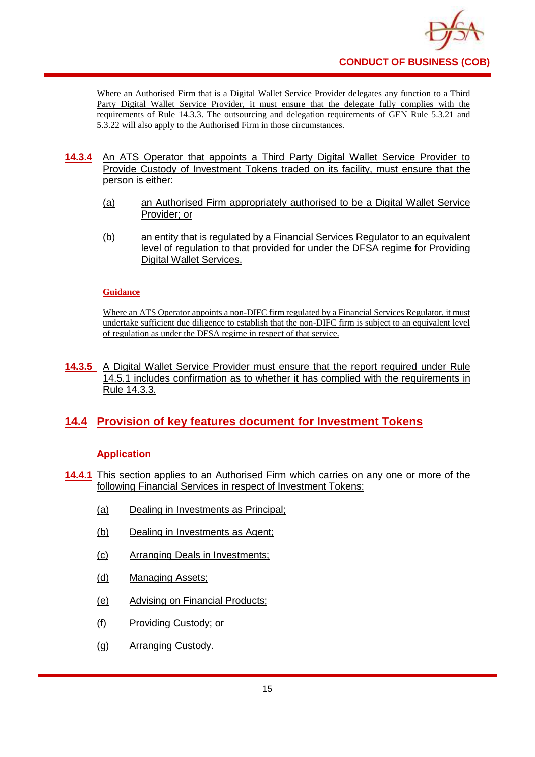Where an Authorised Firm that is a Digital Wallet Service Provider delegates any function to a Third Party Digital Wallet Service Provider, it must ensure that the delegate fully complies with the requirements of Rule 14.3.3. The outsourcing and delegation requirements of GEN Rule 5.3.21 and 5.3.22 will also apply to the Authorised Firm in those circumstances.

**14.3.4** An ATS Operator that appoints a Third Party Digital Wallet Service Provider to Provide Custody of Investment Tokens traded on its facility, must ensure that the person is either:

(a) an Authorised Firm appropriately authorised to be a Digital Wallet Service Provider; or

(b) an entity that is regulated by a Financial Services Regulator to an equivalent level of regulation to that provided for under the DFSA regime for Providing Digital Wallet Services.

**Guidance**

Where an ATS Operator appoints a non-DIFC firm regulated by a Financial Services Regulator, it must undertake sufficient due diligence to establish that the non-DIFC firm is subject to an equivalent level of regulation as under the DFSA regime in respect of that service.

**14.3.5** A Digital Wallet Service Provider must ensure that the report required under Rule 14.5.1 includes confirmation as to whether it has complied with the requirements in Rule 14.3.3.

## 14.4 Provision of key features document for Investment Tokens

### Application

**14.4.1** This section applies to an Authorised Firm which carries on any one or more of the following Financial Services in respect of Investment Tokens:

(a) Dealing in Investments as Principal;

(b) Dealing in Investments as Agent;

(c) Arranging Deals in Investments;

(d) Managing Assets;

(e) Advising on Financial Products;

(f) Providing Custody; or

(g) Arranging Custody.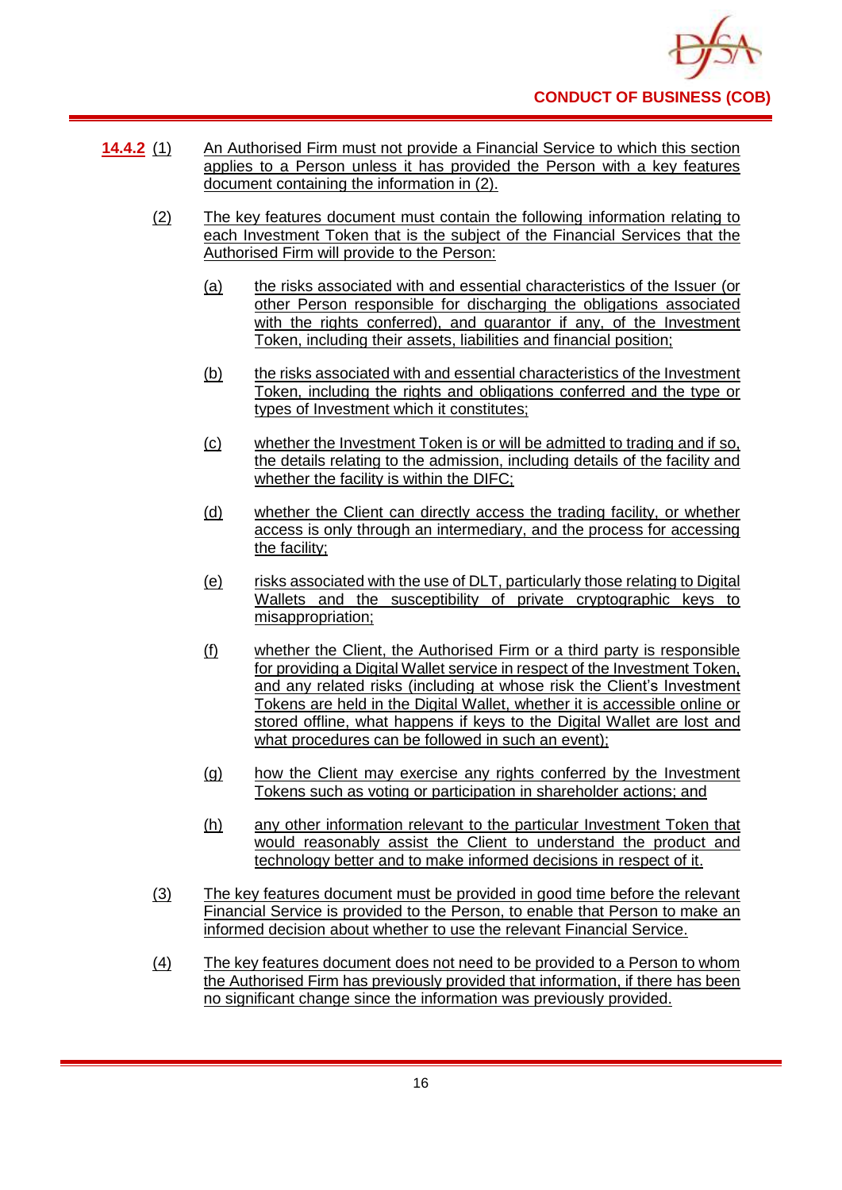**14.4.2** (1) An Authorised Firm must not provide a Financial Service to which this section applies to a Person unless it has provided the Person with a key features document containing the information in (2).

(2) The key features document must contain the following information relating to each Investment Token that is the subject of the Financial Services that the Authorised Firm will provide to the Person:

(a) the risks associated with and essential characteristics of the Issuer (or other Person responsible for discharging the obligations associated with the rights conferred), and guarantor if any, of the Investment Token, including their assets, liabilities and financial position;

(b) the risks associated with and essential characteristics of the Investment Token, including the rights and obligations conferred and the type or types of Investment which it constitutes;

(c) whether the Investment Token is or will be admitted to trading and if so, the details relating to the admission, including details of the facility and whether the facility is within the DIFC;

(d) whether the Client can directly access the trading facility, or whether access is only through an intermediary, and the process for accessing the facility;

(e) risks associated with the use of DLT, particularly those relating to Digital Wallets and the susceptibility of private cryptographic keys to misappropriation;

(f) whether the Client, the Authorised Firm or a third party is responsible for providing a Digital Wallet service in respect of the Investment Token, and any related risks (including at whose risk the Client's Investment Tokens are held in the Digital Wallet, whether it is accessible online or stored offline, what happens if keys to the Digital Wallet are lost and what procedures can be followed in such an event);

(g) how the Client may exercise any rights conferred by the Investment Tokens such as voting or participation in shareholder actions; and

(h) any other information relevant to the particular Investment Token that would reasonably assist the Client to understand the product and technology better and to make informed decisions in respect of it.

(3) The key features document must be provided in good time before the relevant Financial Service is provided to the Person, to enable that Person to make an informed decision about whether to use the relevant Financial Service.

(4) The key features document does not need to be provided to a Person to whom the Authorised Firm has previously provided that information, if there has been no significant change since the information was previously provided.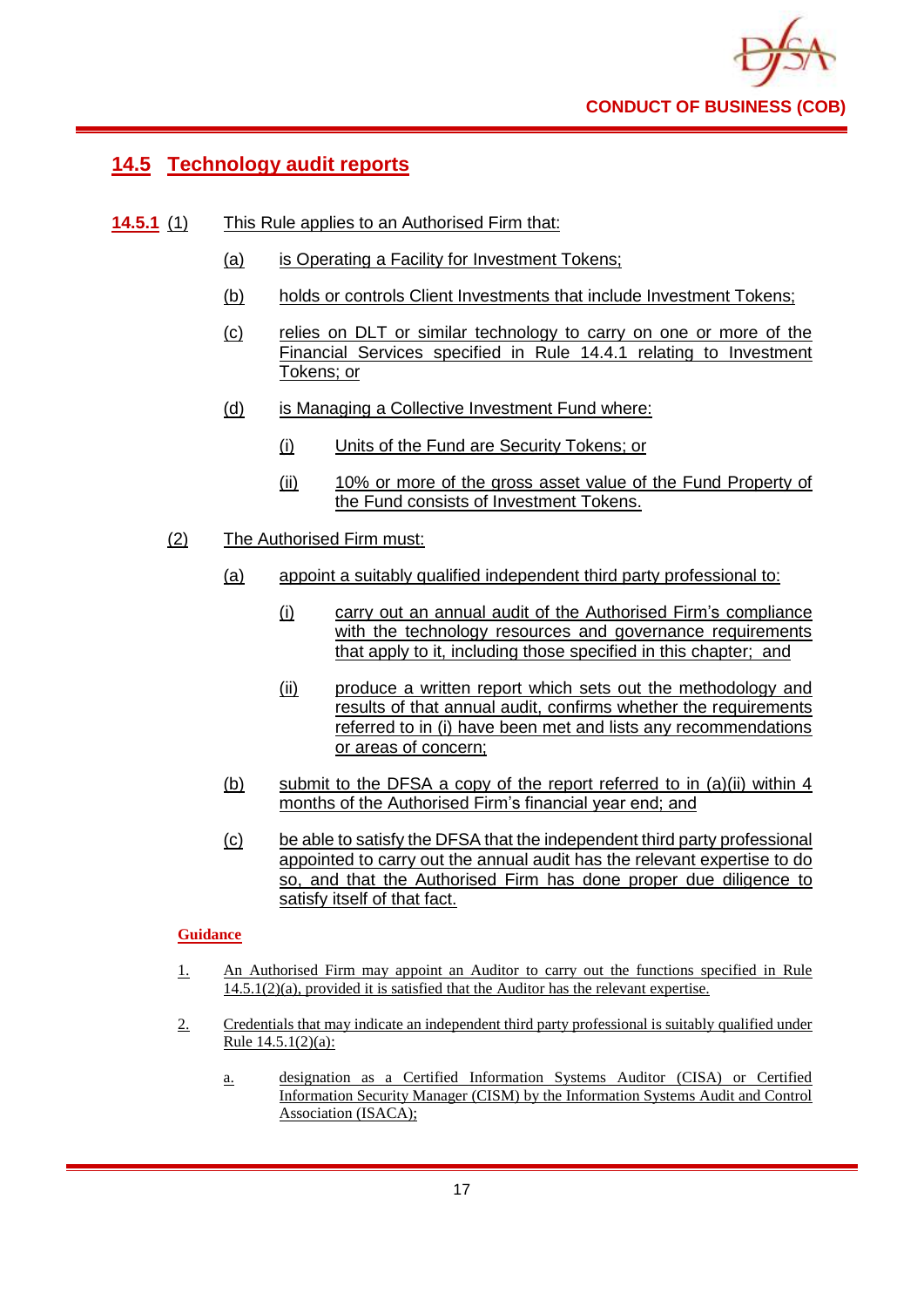## 14.5 Technology audit reports

**14.5.1** (1) This Rule applies to an Authorised Firm that:

(a) is Operating a Facility for Investment Tokens;

(b) holds or controls Client Investments that include Investment Tokens;

(c) relies on DLT or similar technology to carry on one or more of the Financial Services specified in Rule 14.4.1 relating to Investment Tokens; or

(d) is Managing a Collective Investment Fund where:

(i) Units of the Fund are Security Tokens; or

(ii) 10% or more of the gross asset value of the Fund Property of the Fund consists of Investment Tokens.

(2) The Authorised Firm must:

(a) appoint a suitably qualified independent third party professional to:

(i) carry out an annual audit of the Authorised Firm's compliance with the technology resources and governance requirements that apply to it, including those specified in this chapter; and

(ii) produce a written report which sets out the methodology and results of that annual audit, confirms whether the requirements referred to in (i) have been met and lists any recommendations or areas of concern;

(b) submit to the DFSA a copy of the report referred to in (a)(ii) within 4 months of the Authorised Firm's financial year end; and

(c) be able to satisfy the DFSA that the independent third party professional appointed to carry out the annual audit has the relevant expertise to do so, and that the Authorised Firm has done proper due diligence to satisfy itself of that fact.

**Guidance**

1. An Authorised Firm may appoint an Auditor to carry out the functions specified in Rule 14.5.1(2)(a), provided it is satisfied that the Auditor has the relevant expertise.

2. Credentials that may indicate an independent third party professional is suitably qualified under Rule 14.5.1(2)(a):

   a. designation as a Certified Information Systems Auditor (CISA) or Certified Information Security Manager (CISM) by the Information Systems Audit and Control Association (ISACA);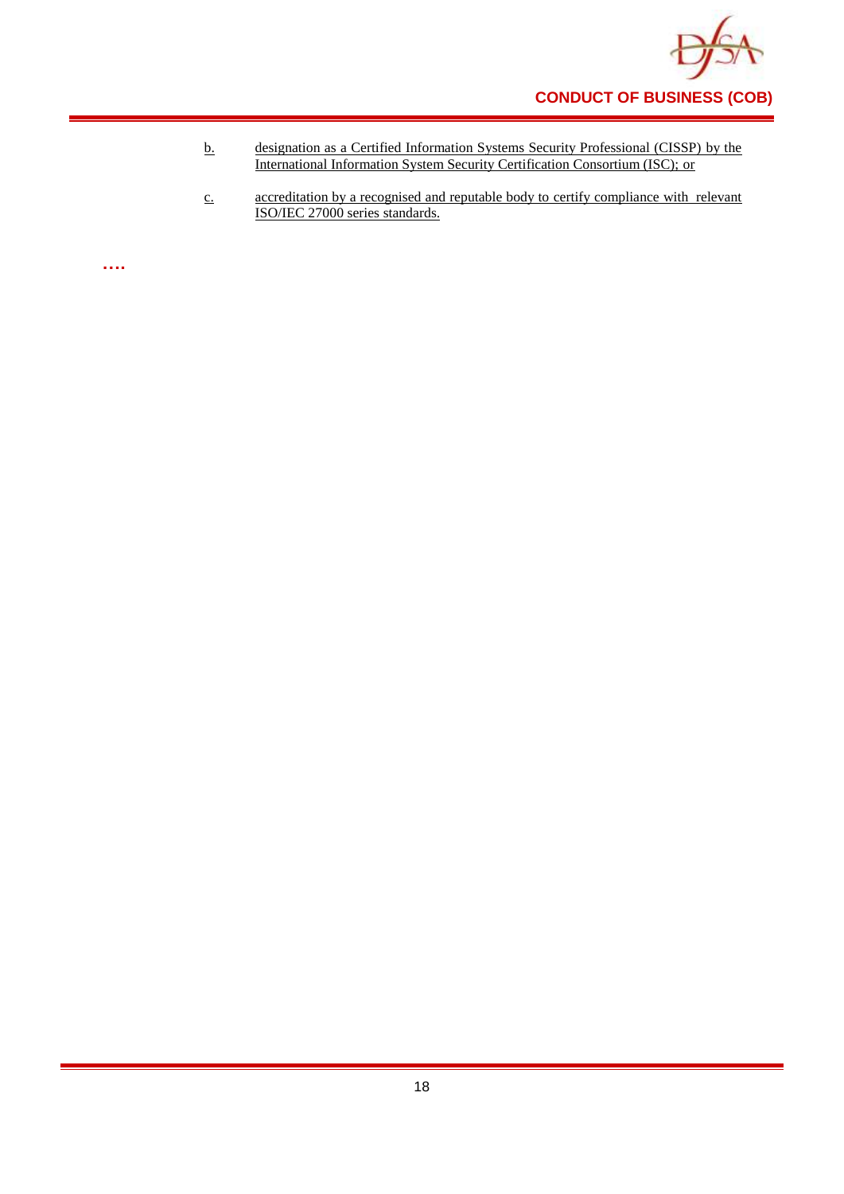b. designation as a Certified Information Systems Security Professional (CISSP) by the International Information System Security Certification Consortium (ISC); or

c. accreditation by a recognised and reputable body to certify compliance with relevant ISO/IEC 27000 series standards.

….